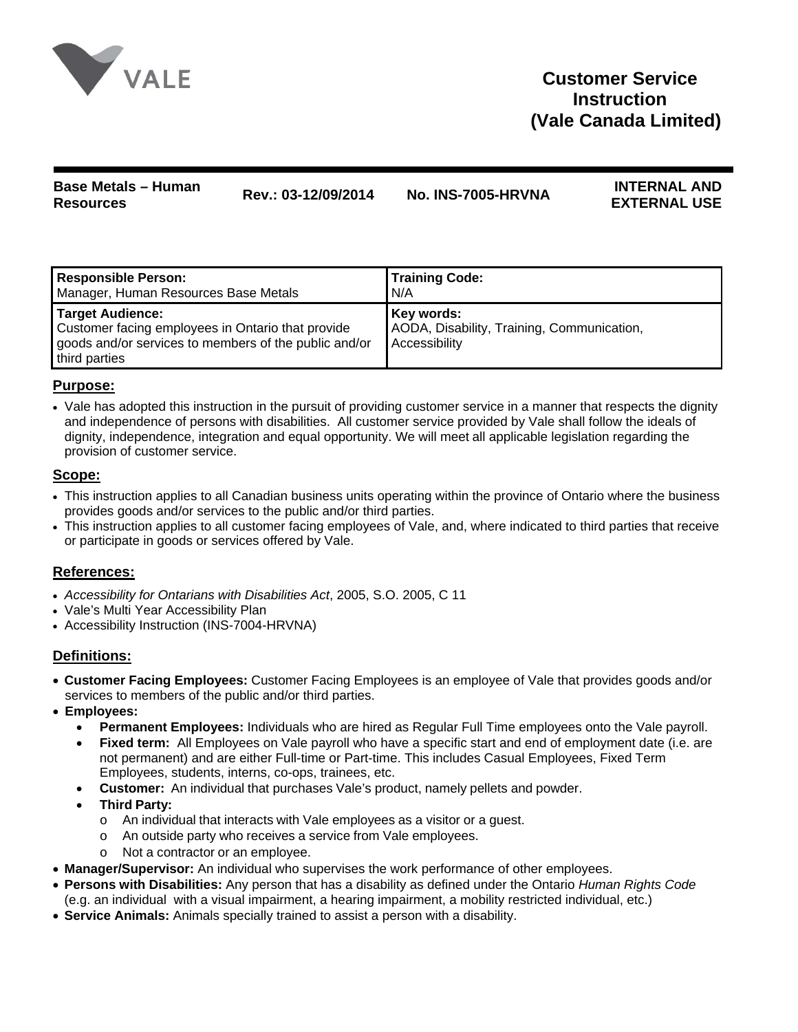VALE

# Customer Service Instruction (Vale Canada Limited)

| Base Metals – Human Resources | Rev.: 03-12/09/2014 | No. INS-7005-HRVNA | INTERNAL AND EXTERNAL USE |
|---|---|---|---|

| **Responsible Person:** Manager, Human Resources Base Metals | **Training Code:** N/A |
|---|---|
| **Target Audience:** Customer facing employees in Ontario that provide goods and/or services to members of the public and/or third parties | **Key words:** AODA, Disability, Training, Communication, Accessibility |

## Purpose:

- Vale has adopted this instruction in the pursuit of providing customer service in a manner that respects the dignity and independence of persons with disabilities. All customer service provided by Vale shall follow the ideals of dignity, independence, integration and equal opportunity. We will meet all applicable legislation regarding the provision of customer service.

## Scope:

- This instruction applies to all Canadian business units operating within the province of Ontario where the business provides goods and/or services to the public and/or third parties.
- This instruction applies to all customer facing employees of Vale, and, where indicated to third parties that receive or participate in goods or services offered by Vale.

## References:

- *Accessibility for Ontarians with Disabilities Act*, 2005, S.O. 2005, C 11
- Vale's Multi Year Accessibility Plan
- Accessibility Instruction (INS-7004-HRVNA)

## Definitions:

- **Customer Facing Employees:** Customer Facing Employees is an employee of Vale that provides goods and/or services to members of the public and/or third parties.
- **Employees:**
  - **Permanent Employees:** Individuals who are hired as Regular Full Time employees onto the Vale payroll.
  - **Fixed term:** All Employees on Vale payroll who have a specific start and end of employment date (i.e. are not permanent) and are either Full-time or Part-time. This includes Casual Employees, Fixed Term Employees, students, interns, co-ops, trainees, etc.
  - **Customer:** An individual that purchases Vale's product, namely pellets and powder.
  - **Third Party:**
    - An individual that interacts with Vale employees as a visitor or a guest.
    - An outside party who receives a service from Vale employees.
    - Not a contractor or an employee.
- **Manager/Supervisor:** An individual who supervises the work performance of other employees.
- **Persons with Disabilities:** Any person that has a disability as defined under the Ontario *Human Rights Code* (e.g. an individual with a visual impairment, a hearing impairment, a mobility restricted individual, etc.)
- **Service Animals:** Animals specially trained to assist a person with a disability.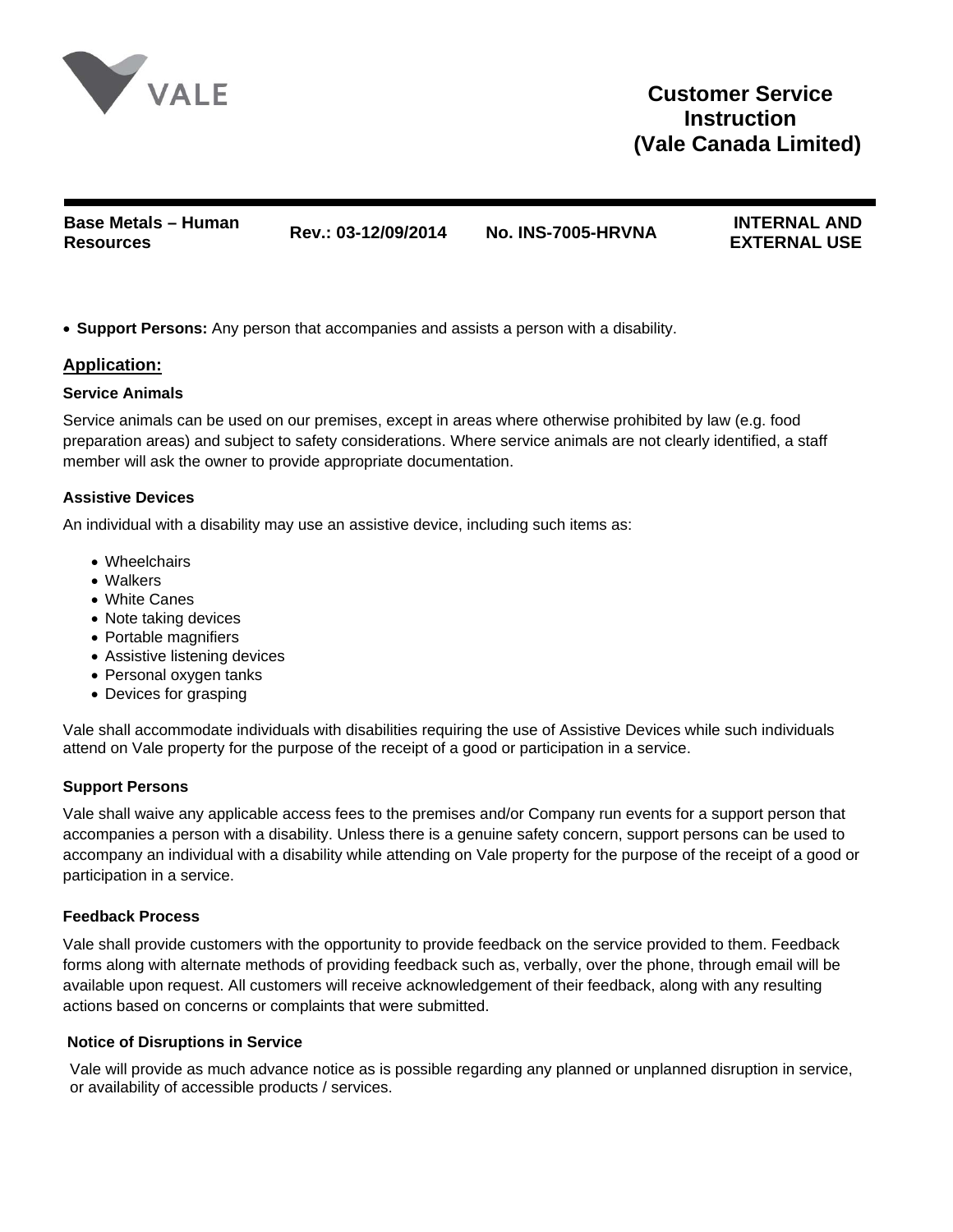- **Support Persons:** Any person that accompanies and assists a person with a disability.

## Application:

### Service Animals

Service animals can be used on our premises, except in areas where otherwise prohibited by law (e.g. food preparation areas) and subject to safety considerations. Where service animals are not clearly identified, a staff member will ask the owner to provide appropriate documentation.

### Assistive Devices

An individual with a disability may use an assistive device, including such items as:

- Wheelchairs
- Walkers
- White Canes
- Note taking devices
- Portable magnifiers
- Assistive listening devices
- Personal oxygen tanks
- Devices for grasping

Vale shall accommodate individuals with disabilities requiring the use of Assistive Devices while such individuals attend on Vale property for the purpose of the receipt of a good or participation in a service.

### Support Persons

Vale shall waive any applicable access fees to the premises and/or Company run events for a support person that accompanies a person with a disability. Unless there is a genuine safety concern, support persons can be used to accompany an individual with a disability while attending on Vale property for the purpose of the receipt of a good or participation in a service.

### Feedback Process

Vale shall provide customers with the opportunity to provide feedback on the service provided to them. Feedback forms along with alternate methods of providing feedback such as, verbally, over the phone, through email will be available upon request. All customers will receive acknowledgement of their feedback, along with any resulting actions based on concerns or complaints that were submitted.

### Notice of Disruptions in Service

Vale will provide as much advance notice as is possible regarding any planned or unplanned disruption in service, or availability of accessible products / services.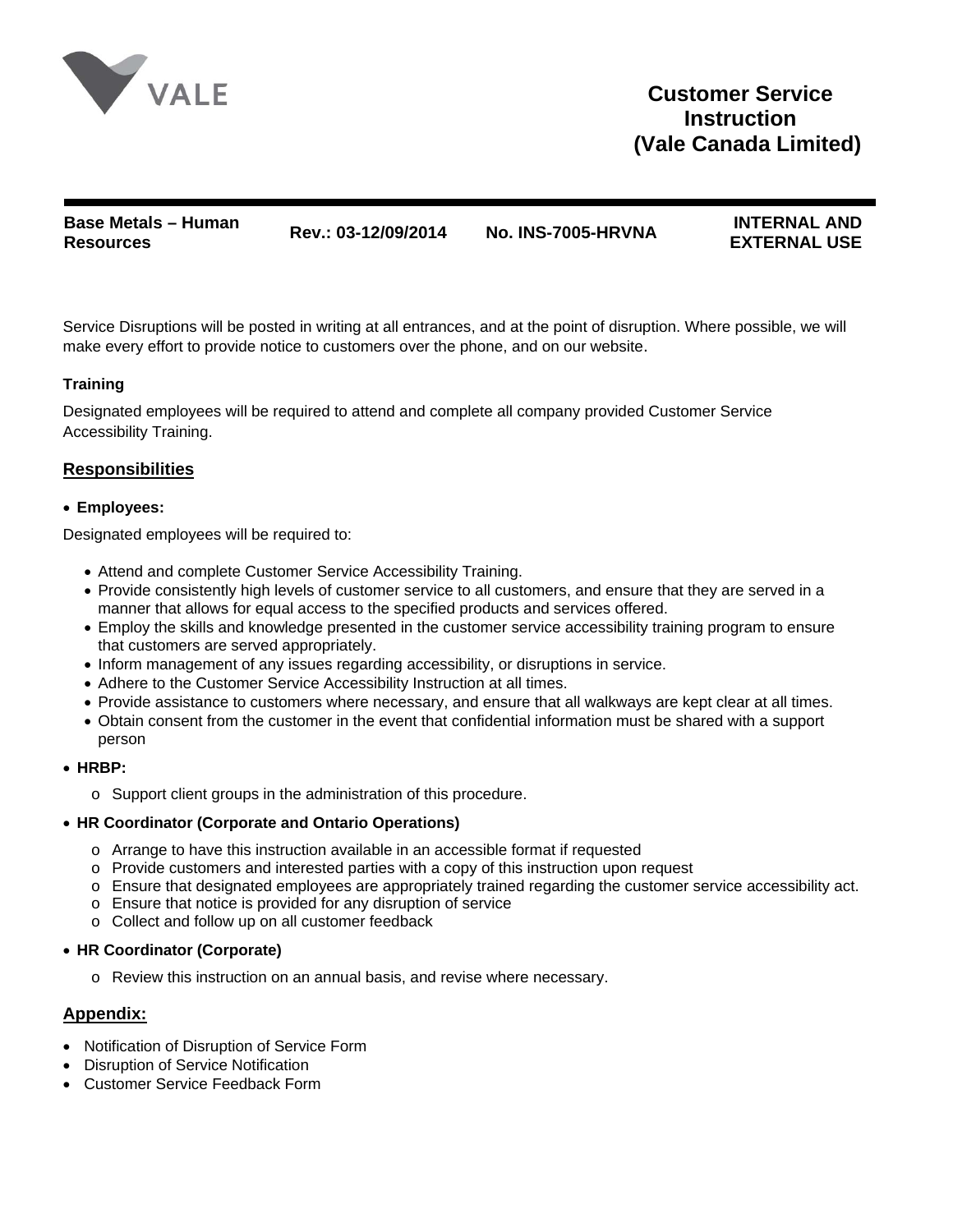Service Disruptions will be posted in writing at all entrances, and at the point of disruption. Where possible, we will make every effort to provide notice to customers over the phone, and on our website.

**Training**

Designated employees will be required to attend and complete all company provided Customer Service Accessibility Training.

## Responsibilities

- **Employees:**

Designated employees will be required to:

- Attend and complete Customer Service Accessibility Training.
- Provide consistently high levels of customer service to all customers, and ensure that they are served in a manner that allows for equal access to the specified products and services offered.
- Employ the skills and knowledge presented in the customer service accessibility training program to ensure that customers are served appropriately.
- Inform management of any issues regarding accessibility, or disruptions in service.
- Adhere to the Customer Service Accessibility Instruction at all times.
- Provide assistance to customers where necessary, and ensure that all walkways are kept clear at all times.
- Obtain consent from the customer in the event that confidential information must be shared with a support person

- **HRBP:**
  - Support client groups in the administration of this procedure.

- **HR Coordinator (Corporate and Ontario Operations)**
  - Arrange to have this instruction available in an accessible format if requested
  - Provide customers and interested parties with a copy of this instruction upon request
  - Ensure that designated employees are appropriately trained regarding the customer service accessibility act.
  - Ensure that notice is provided for any disruption of service
  - Collect and follow up on all customer feedback

- **HR Coordinator (Corporate)**
  - Review this instruction on an annual basis, and revise where necessary.

## Appendix:

- Notification of Disruption of Service Form
- Disruption of Service Notification
- Customer Service Feedback Form